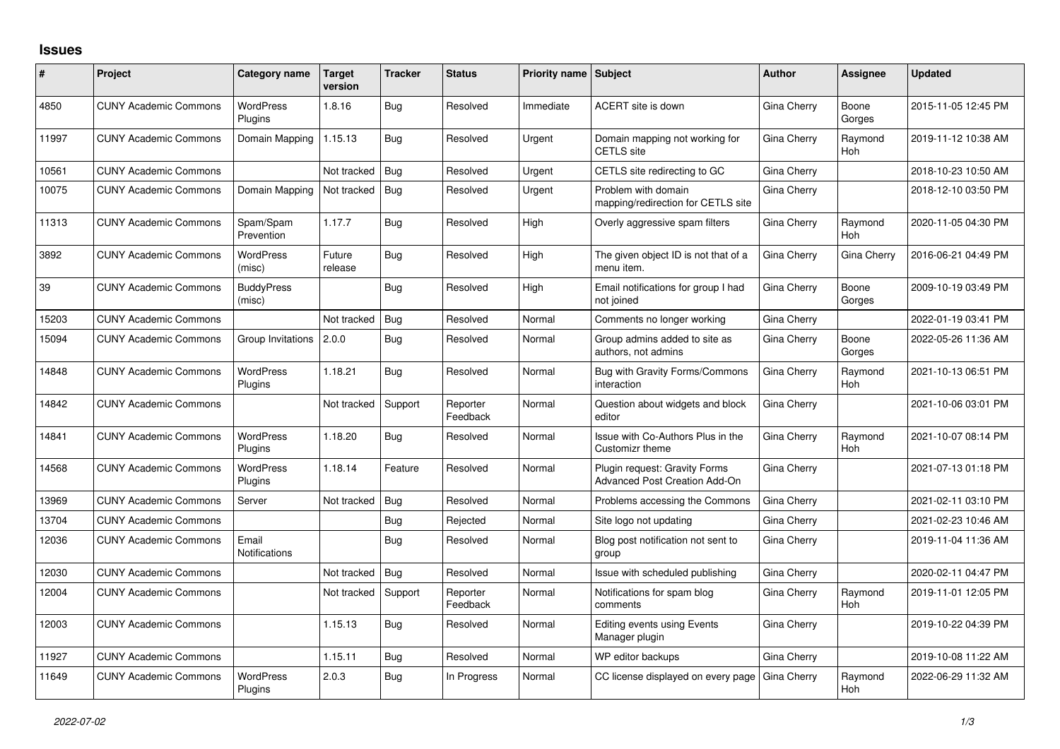# Issues

| # | Project | Category name | Target version | Tracker | Status | Priority name | Subject | Author | Assignee | Updated |
|---|---|---|---|---|---|---|---|---|---|---|
| 4850 | CUNY Academic Commons | WordPress Plugins | 1.8.16 | Bug | Resolved | Immediate | ACERT site is down | Gina Cherry | Boone Gorges | 2015-11-05 12:45 PM |
| 11997 | CUNY Academic Commons | Domain Mapping | 1.15.13 | Bug | Resolved | Urgent | Domain mapping not working for CETLS site | Gina Cherry | Raymond Hoh | 2019-11-12 10:38 AM |
| 10561 | CUNY Academic Commons | | Not tracked | Bug | Resolved | Urgent | CETLS site redirecting to GC | Gina Cherry | | 2018-10-23 10:50 AM |
| 10075 | CUNY Academic Commons | Domain Mapping | Not tracked | Bug | Resolved | Urgent | Problem with domain mapping/redirection for CETLS site | Gina Cherry | | 2018-12-10 03:50 PM |
| 11313 | CUNY Academic Commons | Spam/Spam Prevention | 1.17.7 | Bug | Resolved | High | Overly aggressive spam filters | Gina Cherry | Raymond Hoh | 2020-11-05 04:30 PM |
| 3892 | CUNY Academic Commons | WordPress (misc) | Future release | Bug | Resolved | High | The given object ID is not that of a menu item. | Gina Cherry | Gina Cherry | 2016-06-21 04:49 PM |
| 39 | CUNY Academic Commons | BuddyPress (misc) | | Bug | Resolved | High | Email notifications for group I had not joined | Gina Cherry | Boone Gorges | 2009-10-19 03:49 PM |
| 15203 | CUNY Academic Commons | | Not tracked | Bug | Resolved | Normal | Comments no longer working | Gina Cherry | | 2022-01-19 03:41 PM |
| 15094 | CUNY Academic Commons | Group Invitations | 2.0.0 | Bug | Resolved | Normal | Group admins added to site as authors, not admins | Gina Cherry | Boone Gorges | 2022-05-26 11:36 AM |
| 14848 | CUNY Academic Commons | WordPress Plugins | 1.18.21 | Bug | Resolved | Normal | Bug with Gravity Forms/Commons interaction | Gina Cherry | Raymond Hoh | 2021-10-13 06:51 PM |
| 14842 | CUNY Academic Commons | | Not tracked | Support | Reporter Feedback | Normal | Question about widgets and block editor | Gina Cherry | | 2021-10-06 03:01 PM |
| 14841 | CUNY Academic Commons | WordPress Plugins | 1.18.20 | Bug | Resolved | Normal | Issue with Co-Authors Plus in the Customizr theme | Gina Cherry | Raymond Hoh | 2021-10-07 08:14 PM |
| 14568 | CUNY Academic Commons | WordPress Plugins | 1.18.14 | Feature | Resolved | Normal | Plugin request: Gravity Forms Advanced Post Creation Add-On | Gina Cherry | | 2021-07-13 01:18 PM |
| 13969 | CUNY Academic Commons | Server | Not tracked | Bug | Resolved | Normal | Problems accessing the Commons | Gina Cherry | | 2021-02-11 03:10 PM |
| 13704 | CUNY Academic Commons | | | Bug | Rejected | Normal | Site logo not updating | Gina Cherry | | 2021-02-23 10:46 AM |
| 12036 | CUNY Academic Commons | Email Notifications | | Bug | Resolved | Normal | Blog post notification not sent to group | Gina Cherry | | 2019-11-04 11:36 AM |
| 12030 | CUNY Academic Commons | | Not tracked | Bug | Resolved | Normal | Issue with scheduled publishing | Gina Cherry | | 2020-02-11 04:47 PM |
| 12004 | CUNY Academic Commons | | Not tracked | Support | Reporter Feedback | Normal | Notifications for spam blog comments | Gina Cherry | Raymond Hoh | 2019-11-01 12:05 PM |
| 12003 | CUNY Academic Commons | | 1.15.13 | Bug | Resolved | Normal | Editing events using Events Manager plugin | Gina Cherry | | 2019-10-22 04:39 PM |
| 11927 | CUNY Academic Commons | | 1.15.11 | Bug | Resolved | Normal | WP editor backups | Gina Cherry | | 2019-10-08 11:22 AM |
| 11649 | CUNY Academic Commons | WordPress Plugins | 2.0.3 | Bug | In Progress | Normal | CC license displayed on every page | Gina Cherry | Raymond Hoh | 2022-06-29 11:32 AM |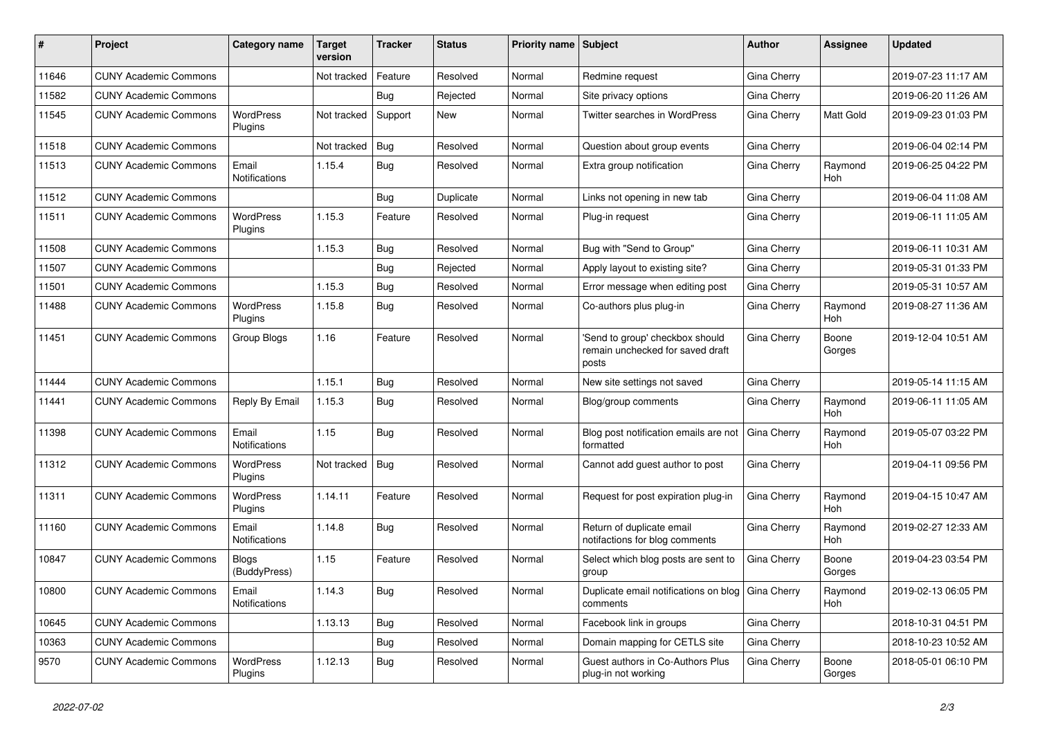| # | Project | Category name | Target version | Tracker | Status | Priority name | Subject | Author | Assignee | Updated |
|---|---|---|---|---|---|---|---|---|---|---|
| 11646 | CUNY Academic Commons | | Not tracked | Feature | Resolved | Normal | Redmine request | Gina Cherry | | 2019-07-23 11:17 AM |
| 11582 | CUNY Academic Commons | | | Bug | Rejected | Normal | Site privacy options | Gina Cherry | | 2019-06-20 11:26 AM |
| 11545 | CUNY Academic Commons | WordPress Plugins | Not tracked | Support | New | Normal | Twitter searches in WordPress | Gina Cherry | Matt Gold | 2019-09-23 01:03 PM |
| 11518 | CUNY Academic Commons | | Not tracked | Bug | Resolved | Normal | Question about group events | Gina Cherry | | 2019-06-04 02:14 PM |
| 11513 | CUNY Academic Commons | Email Notifications | 1.15.4 | Bug | Resolved | Normal | Extra group notification | Gina Cherry | Raymond Hoh | 2019-06-25 04:22 PM |
| 11512 | CUNY Academic Commons | | | Bug | Duplicate | Normal | Links not opening in new tab | Gina Cherry | | 2019-06-04 11:08 AM |
| 11511 | CUNY Academic Commons | WordPress Plugins | 1.15.3 | Feature | Resolved | Normal | Plug-in request | Gina Cherry | | 2019-06-11 11:05 AM |
| 11508 | CUNY Academic Commons | | 1.15.3 | Bug | Resolved | Normal | Bug with "Send to Group" | Gina Cherry | | 2019-06-11 10:31 AM |
| 11507 | CUNY Academic Commons | | | Bug | Rejected | Normal | Apply layout to existing site? | Gina Cherry | | 2019-05-31 01:33 PM |
| 11501 | CUNY Academic Commons | | 1.15.3 | Bug | Resolved | Normal | Error message when editing post | Gina Cherry | | 2019-05-31 10:57 AM |
| 11488 | CUNY Academic Commons | WordPress Plugins | 1.15.8 | Bug | Resolved | Normal | Co-authors plus plug-in | Gina Cherry | Raymond Hoh | 2019-08-27 11:36 AM |
| 11451 | CUNY Academic Commons | Group Blogs | 1.16 | Feature | Resolved | Normal | 'Send to group' checkbox should remain unchecked for saved draft posts | Gina Cherry | Boone Gorges | 2019-12-04 10:51 AM |
| 11444 | CUNY Academic Commons | | 1.15.1 | Bug | Resolved | Normal | New site settings not saved | Gina Cherry | | 2019-05-14 11:15 AM |
| 11441 | CUNY Academic Commons | Reply By Email | 1.15.3 | Bug | Resolved | Normal | Blog/group comments | Gina Cherry | Raymond Hoh | 2019-06-11 11:05 AM |
| 11398 | CUNY Academic Commons | Email Notifications | 1.15 | Bug | Resolved | Normal | Blog post notification emails are not formatted | Gina Cherry | Raymond Hoh | 2019-05-07 03:22 PM |
| 11312 | CUNY Academic Commons | WordPress Plugins | Not tracked | Bug | Resolved | Normal | Cannot add guest author to post | Gina Cherry | | 2019-04-11 09:56 PM |
| 11311 | CUNY Academic Commons | WordPress Plugins | 1.14.11 | Feature | Resolved | Normal | Request for post expiration plug-in | Gina Cherry | Raymond Hoh | 2019-04-15 10:47 AM |
| 11160 | CUNY Academic Commons | Email Notifications | 1.14.8 | Bug | Resolved | Normal | Return of duplicate email notifactions for blog comments | Gina Cherry | Raymond Hoh | 2019-02-27 12:33 AM |
| 10847 | CUNY Academic Commons | Blogs (BuddyPress) | 1.15 | Feature | Resolved | Normal | Select which blog posts are sent to group | Gina Cherry | Boone Gorges | 2019-04-23 03:54 PM |
| 10800 | CUNY Academic Commons | Email Notifications | 1.14.3 | Bug | Resolved | Normal | Duplicate email notifications on blog comments | Gina Cherry | Raymond Hoh | 2019-02-13 06:05 PM |
| 10645 | CUNY Academic Commons | | 1.13.13 | Bug | Resolved | Normal | Facebook link in groups | Gina Cherry | | 2018-10-31 04:51 PM |
| 10363 | CUNY Academic Commons | | | Bug | Resolved | Normal | Domain mapping for CETLS site | Gina Cherry | | 2018-10-23 10:52 AM |
| 9570 | CUNY Academic Commons | WordPress Plugins | 1.12.13 | Bug | Resolved | Normal | Guest authors in Co-Authors Plus plug-in not working | Gina Cherry | Boone Gorges | 2018-05-01 06:10 PM |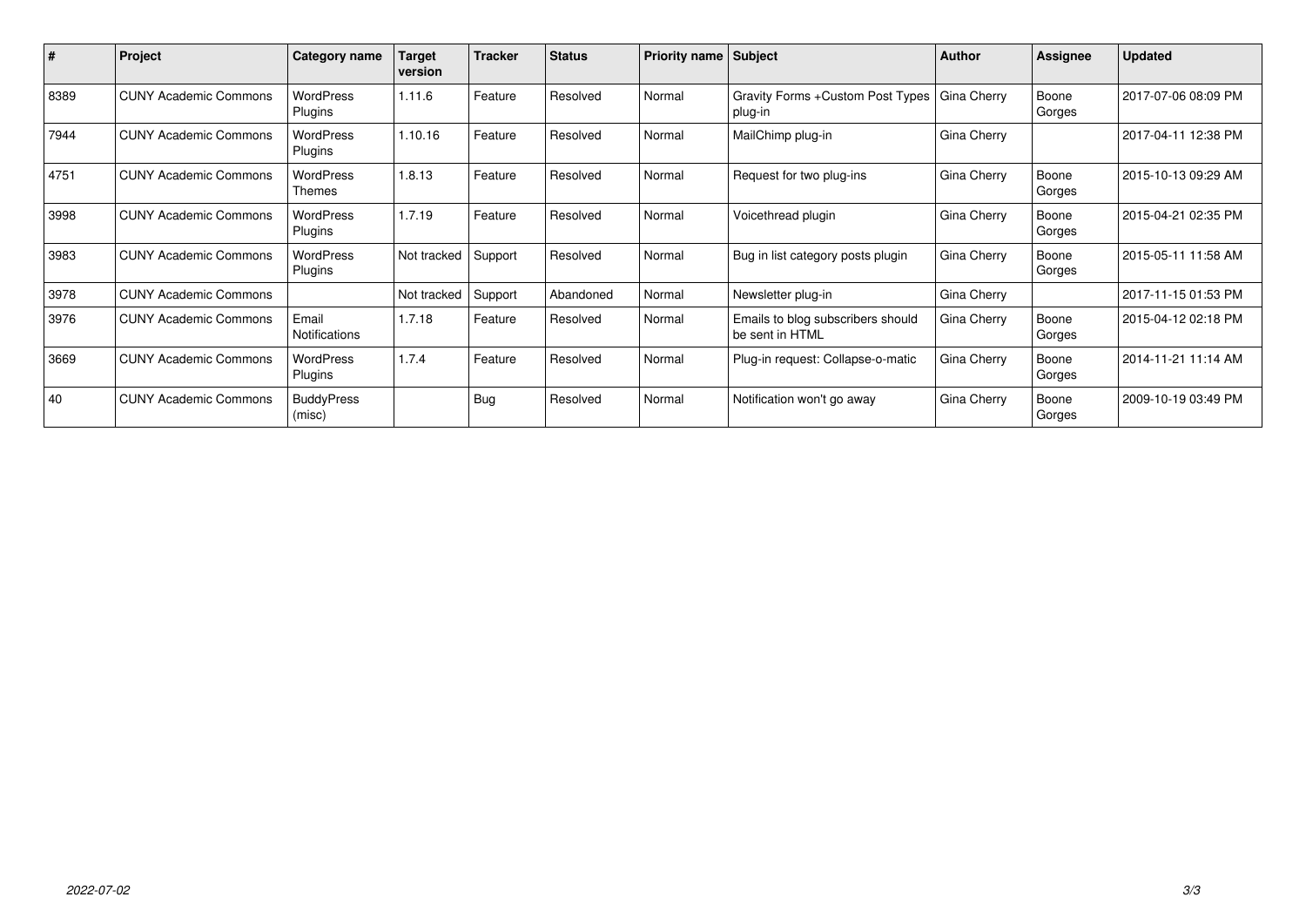| # | Project | Category name | Target version | Tracker | Status | Priority name | Subject | Author | Assignee | Updated |
|---|---|---|---|---|---|---|---|---|---|---|
| 8389 | CUNY Academic Commons | WordPress Plugins | 1.11.6 | Feature | Resolved | Normal | Gravity Forms +Custom Post Types plug-in | Gina Cherry | Boone Gorges | 2017-07-06 08:09 PM |
| 7944 | CUNY Academic Commons | WordPress Plugins | 1.10.16 | Feature | Resolved | Normal | MailChimp plug-in | Gina Cherry | | 2017-04-11 12:38 PM |
| 4751 | CUNY Academic Commons | WordPress Themes | 1.8.13 | Feature | Resolved | Normal | Request for two plug-ins | Gina Cherry | Boone Gorges | 2015-10-13 09:29 AM |
| 3998 | CUNY Academic Commons | WordPress Plugins | 1.7.19 | Feature | Resolved | Normal | Voicethread plugin | Gina Cherry | Boone Gorges | 2015-04-21 02:35 PM |
| 3983 | CUNY Academic Commons | WordPress Plugins | Not tracked | Support | Resolved | Normal | Bug in list category posts plugin | Gina Cherry | Boone Gorges | 2015-05-11 11:58 AM |
| 3978 | CUNY Academic Commons | | Not tracked | Support | Abandoned | Normal | Newsletter plug-in | Gina Cherry | | 2017-11-15 01:53 PM |
| 3976 | CUNY Academic Commons | Email Notifications | 1.7.18 | Feature | Resolved | Normal | Emails to blog subscribers should be sent in HTML | Gina Cherry | Boone Gorges | 2015-04-12 02:18 PM |
| 3669 | CUNY Academic Commons | WordPress Plugins | 1.7.4 | Feature | Resolved | Normal | Plug-in request: Collapse-o-matic | Gina Cherry | Boone Gorges | 2014-11-21 11:14 AM |
| 40 | CUNY Academic Commons | BuddyPress (misc) | | Bug | Resolved | Normal | Notification won't go away | Gina Cherry | Boone Gorges | 2009-10-19 03:49 PM |